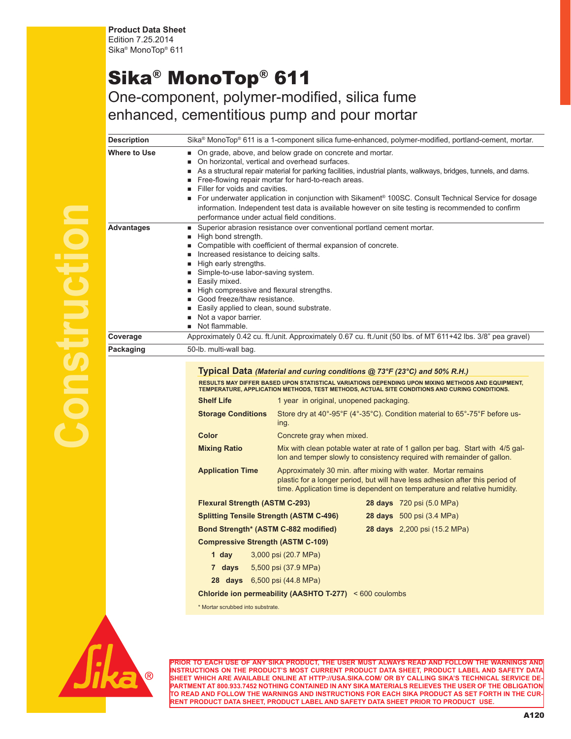**Product Data Sheet**
Edition 7.25.2014
Sika® MonoTop® 611

# Sika® MonoTop® 611

## One-component, polymer-modified, silica fume enhanced, cementitious pump and pour mortar

**Description**

Sika® MonoTop® 611 is a 1-component silica fume-enhanced, polymer-modified, portland-cement, mortar.

**Where to Use**

- On grade, above, and below grade on concrete and mortar.
- On horizontal, vertical and overhead surfaces.
- As a structural repair material for parking facilities, industrial plants, walkways, bridges, tunnels, and dams.
- Free-flowing repair mortar for hard-to-reach areas.
- Filler for voids and cavities.
- For underwater application in conjunction with Sikament® 100SC. Consult Technical Service for dosage information. Independent test data is available however on site testing is recommended to confirm performance under actual field conditions.

**Advantages**

- Superior abrasion resistance over conventional portland cement mortar.
- High bond strength.
- Compatible with coefficient of thermal expansion of concrete.
- Increased resistance to deicing salts.
- High early strengths.
- Simple-to-use labor-saving system.
- Easily mixed.
- High compressive and flexural strengths.
- Good freeze/thaw resistance.
- Easily applied to clean, sound substrate.
- Not a vapor barrier.
- Not flammable.

**Coverage**

Approximately 0.42 cu. ft./unit. Approximately 0.67 cu. ft./unit (50 lbs. of MT 611+42 lbs. 3/8" pea gravel)

**Packaging**

50-lb. multi-wall bag.

### Typical Data *(Material and curing conditions @ 73°F (23°C) and 50% R.H.)*

RESULTS MAY DIFFER BASED UPON STATISTICAL VARIATIONS DEPENDING UPON MIXING METHODS AND EQUIPMENT, TEMPERATURE, APPLICATION METHODS, TEST METHODS, ACTUAL SITE CONDITIONS AND CURING CONDITIONS.

**Shelf Life**: 1 year in original, unopened packaging.

**Storage Conditions**: Store dry at 40°-95°F (4°-35°C). Condition material to 65°-75°F before using.

**Color**: Concrete gray when mixed.

**Mixing Ratio**: Mix with clean potable water at rate of 1 gallon per bag. Start with 4/5 gallon and temper slowly to consistency required with remainder of gallon.

**Application Time**: Approximately 30 min. after mixing with water. Mortar remains plastic for a longer period, but will have less adhesion after this period of time. Application time is dependent on temperature and relative humidity.

| | | |
|---|---|---|
| **Flexural Strength (ASTM C-293)** | **28 days** | 720 psi (5.0 MPa) |
| **Splitting Tensile Strength (ASTM C-496)** | **28 days** | 500 psi (3.4 MPa) |
| **Bond Strength* (ASTM C-882 modified)** | **28 days** | 2,200 psi (15.2 MPa) |

**Compressive Strength (ASTM C-109)**

| | |
|---|---|
| **1 day** | 3,000 psi (20.7 MPa) |
| **7 days** | 5,500 psi (37.9 MPa) |
| **28 days** | 6,500 psi (44.8 MPa) |

**Chloride ion permeability (AASHTO T-277)** < 600 coulombs

\* Mortar scrubbed into substrate.

PRIOR TO EACH USE OF ANY SIKA PRODUCT, THE USER MUST ALWAYS READ AND FOLLOW THE WARNINGS AND INSTRUCTIONS ON THE PRODUCT'S MOST CURRENT PRODUCT DATA SHEET, PRODUCT LABEL AND SAFETY DATA SHEET WHICH ARE AVAILABLE ONLINE AT HTTP://USA.SIKA.COM/ OR BY CALLING SIKA'S TECHNICAL SERVICE DEPARTMENT AT 800.933.7452 NOTHING CONTAINED IN ANY SIKA MATERIALS RELIEVES THE USER OF THE OBLIGATION TO READ AND FOLLOW THE WARNINGS AND INSTRUCTIONS FOR EACH SIKA PRODUCT AS SET FORTH IN THE CURRENT PRODUCT DATA SHEET, PRODUCT LABEL AND SAFETY DATA SHEET PRIOR TO PRODUCT USE.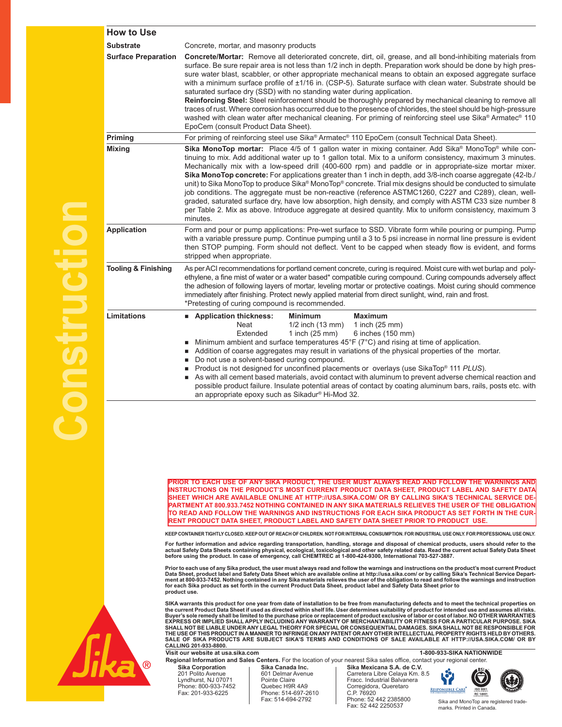## How to Use

| | |
|---|---|
| **Substrate** | Concrete, mortar, and masonry products |
| **Surface Preparation** | **Concrete/Mortar:** Remove all deteriorated concrete, dirt, oil, grease, and all bond-inhibiting materials from surface. Be sure repair area is not less than 1/2 inch in depth. Preparation work should be done by high pressure water blast, scabbler, or other appropriate mechanical means to obtain an exposed aggregate surface with a minimum surface profile of ±1/16 in. (CSP-5). Saturate surface with clean water. Substrate should be saturated surface dry (SSD) with no standing water during application. **Reinforcing Steel:** Steel reinforcement should be thoroughly prepared by mechanical cleaning to remove all traces of rust. Where corrosion has occurred due to the presence of chlorides, the steel should be high-pressure washed with clean water after mechanical cleaning. For priming of reinforcing steel use Sika® Armatec® 110 EpoCem (consult Product Data Sheet). |
| **Priming** | For priming of reinforcing steel use Sika® Armatec® 110 EpoCem (consult Technical Data Sheet). |
| **Mixing** | **Sika MonoTop mortar:** Place 4/5 of 1 gallon water in mixing container. Add Sika® MonoTop® while continuing to mix. Add additional water up to 1 gallon total. Mix to a uniform consistency, maximum 3 minutes. Mechanically mix with a low-speed drill (400-600 rpm) and paddle or in appropriate-size mortar mixer. **Sika MonoTop concrete:** For applications greater than 1 inch in depth, add 3/8-inch coarse aggregate (42-lb./unit) to Sika MonoTop to produce Sika® MonoTop® concrete. Trial mix designs should be conducted to simulate job conditions. The aggregate must be non-reactive (reference ASTMC1260, C227 and C289), clean, well-graded, saturated surface dry, have low absorption, high density, and comply with ASTM C33 size number 8 per Table 2. Mix as above. Introduce aggregate at desired quantity. Mix to uniform consistency, maximum 3 minutes. |
| **Application** | Form and pour or pump applications: Pre-wet surface to SSD. Vibrate form while pouring or pumping. Pump with a variable pressure pump. Continue pumping until a 3 to 5 psi increase in normal line pressure is evident then STOP pumping. Form should not deflect. Vent to be capped when steady flow is evident, and forms stripped when appropriate. |
| **Tooling & Finishing** | As per ACI recommendations for portland cement concrete, curing is required. Moist cure with wet burlap and polyethylene, a fine mist of water or a water based* compatible curing compound. Curing compounds adversely affect the adhesion of following layers of mortar, leveling mortar or protective coatings. Moist curing should commence immediately after finishing. Protect newly applied material from direct sunlight, wind, rain and frost. *Pretesting of curing compound is recommended. |

**Limitations**

- **Application thickness:**

| | **Minimum** | **Maximum** |
|---|---|---|
| Neat | 1/2 inch (13 mm) | 1 inch (25 mm) |
| Extended | 1 inch (25 mm) | 6 inches (150 mm) |

- Minimum ambient and surface temperatures 45°F (7°C) and rising at time of application.
- Addition of coarse aggregates may result in variations of the physical properties of the mortar.
- Do not use a solvent-based curing compound.
- Product is not designed for unconfined placements or overlays (use SikaTop® 111 *PLUS*).
- As with all cement based materials, avoid contact with aluminum to prevent adverse chemical reaction and possible product failure. Insulate potential areas of contact by coating aluminum bars, rails, posts etc. with an appropriate epoxy such as Sikadur® Hi-Mod 32.

**PRIOR TO EACH USE OF ANY SIKA PRODUCT, THE USER MUST ALWAYS READ AND FOLLOW THE WARNINGS AND INSTRUCTIONS ON THE PRODUCT'S MOST CURRENT PRODUCT DATA SHEET, PRODUCT LABEL AND SAFETY DATA SHEET WHICH ARE AVAILABLE ONLINE AT HTTP://USA.SIKA.COM/ OR BY CALLING SIKA'S TECHNICAL SERVICE DEPARTMENT AT 800.933.7452 NOTHING CONTAINED IN ANY SIKA MATERIALS RELIEVES THE USER OF THE OBLIGATION TO READ AND FOLLOW THE WARNINGS AND INSTRUCTIONS FOR EACH SIKA PRODUCT AS SET FORTH IN THE CURRENT PRODUCT DATA SHEET, PRODUCT LABEL AND SAFETY DATA SHEET PRIOR TO PRODUCT USE.**

**KEEP CONTAINER TIGHTLY CLOSED. KEEP OUT OF REACH OF CHILDREN. NOT FOR INTERNAL CONSUMPTION. FOR INDUSTRIAL USE ONLY. FOR PROFESSIONAL USE ONLY.**

**For further information and advice regarding transportation, handling, storage and disposal of chemical products, users should refer to the actual Safety Data Sheets containing physical, ecological, toxicological and other safety related data. Read the current actual Safety Data Sheet before using the product. In case of emergency, call CHEMTREC at 1-800-424-9300, International 703-527-3887.**

**Prior to each use of any Sika product, the user must always read and follow the warnings and instructions on the product's most current Product Data Sheet, product label and Safety Data Sheet which are available online at http://usa.sika.com/ or by calling Sika's Technical Service Department at 800-933-7452. Nothing contained in any Sika materials relieves the user of the obligation to read and follow the warnings and instruction for each Sika product as set forth in the current Product Data Sheet, product label and Safety Data Sheet prior to product use.**

**SIKA warrants this product for one year from date of installation to be free from manufacturing defects and to meet the technical properties on the current Product Data Sheet if used as directed within shelf life. User determines suitability of product for intended use and assumes all risks. Buyer's sole remedy shall be limited to the purchase price or replacement of product exclusive of labor or cost of labor. NO OTHER WARRANTIES EXPRESS OR IMPLIED SHALL APPLY INCLUDING ANY WARRANTY OF MERCHANTABILITY OR FITNESS FOR A PARTICULAR PURPOSE. SIKA SHALL NOT BE LIABLE UNDER ANY LEGAL THEORY FOR SPECIAL OR CONSEQUENTIAL DAMAGES. SIKA SHALL NOT BE RESPONSIBLE FOR THE USE OF THIS PRODUCT IN A MANNER TO INFRINGE ON ANY PATENT OR ANY OTHER INTELLECTUAL PROPERTY RIGHTS HELD BY OTHERS. SALE OF SIKA PRODUCTS ARE SUBJECT SIKA'S TERMS AND CONDITIONS OF SALE AVAILABLE AT HTTP://USA.SIKA.COM/ OR BY CALLING 201-933-8800.**

**Visit our website at usa.sika.com** **1-800-933-SIKA NATIONWIDE**

**Regional Information and Sales Centers.** For the location of your nearest Sika sales office, contact your regional center.

**Sika Corporation**
201 Polito Avenue
Lyndhurst, NJ 07071
Phone: 800-933-7452
Fax: 201-933-6225

**Sika Canada Inc.**
601 Delmar Avenue
Pointe Claire
Quebec H9R 4A9
Phone: 514-697-2610
Fax: 514-694-2792

**Sika Mexicana S.A. de C.V.**
Carretera Libre Celaya Km. 8.5
Fracc. Industrial Balvanera
Corregidora, Queretaro
C.P. 76920
Phone: 52 442 2385800
Fax: 52 442 2250537

Sika and MonoTop are registered trademarks. Printed in Canada.